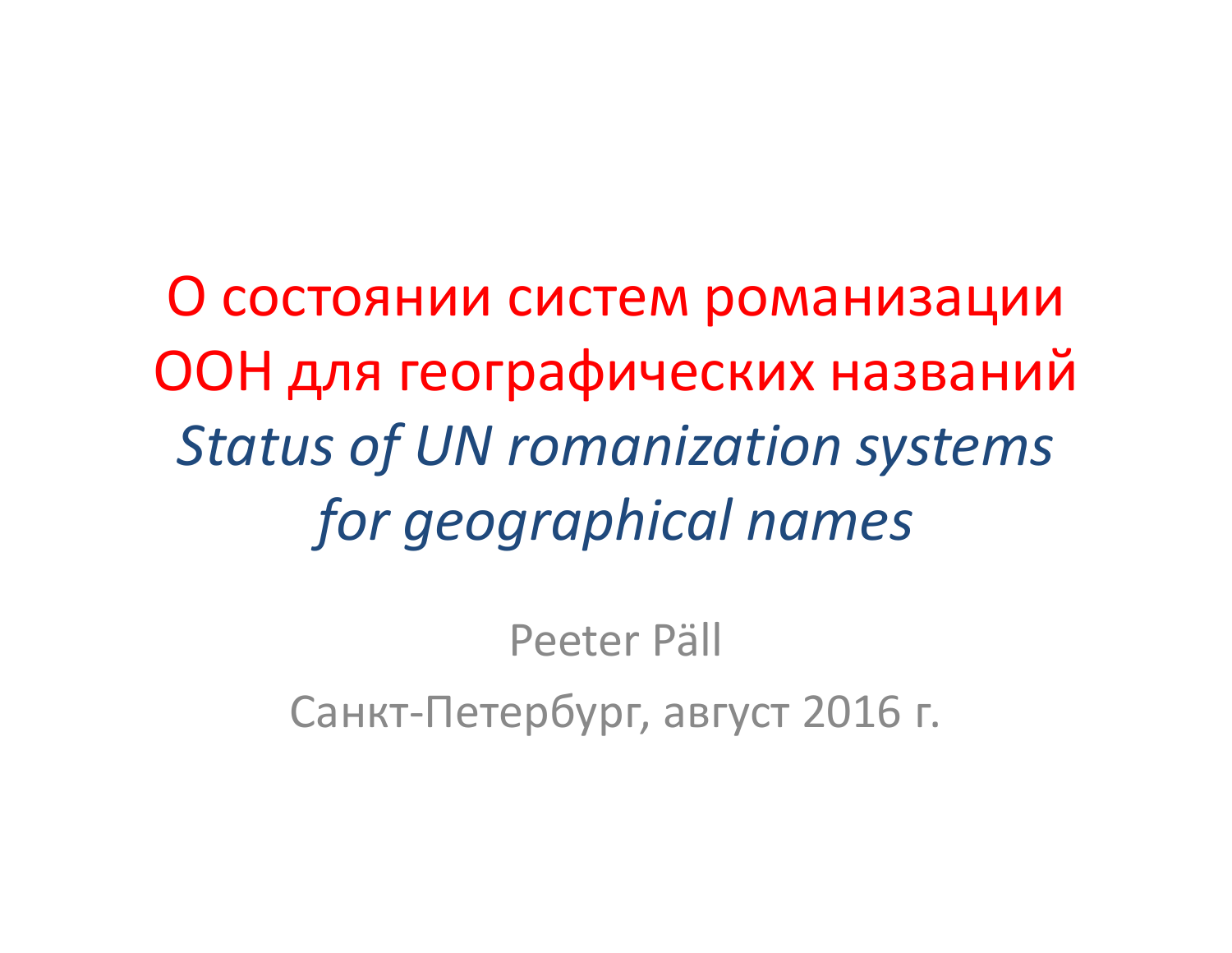# О состоянии систем романизации ООН для географических названий

# *Status of UN romanization systems for geographical names*

Peeter Päll

Санкт-Петербург, август 2016 г.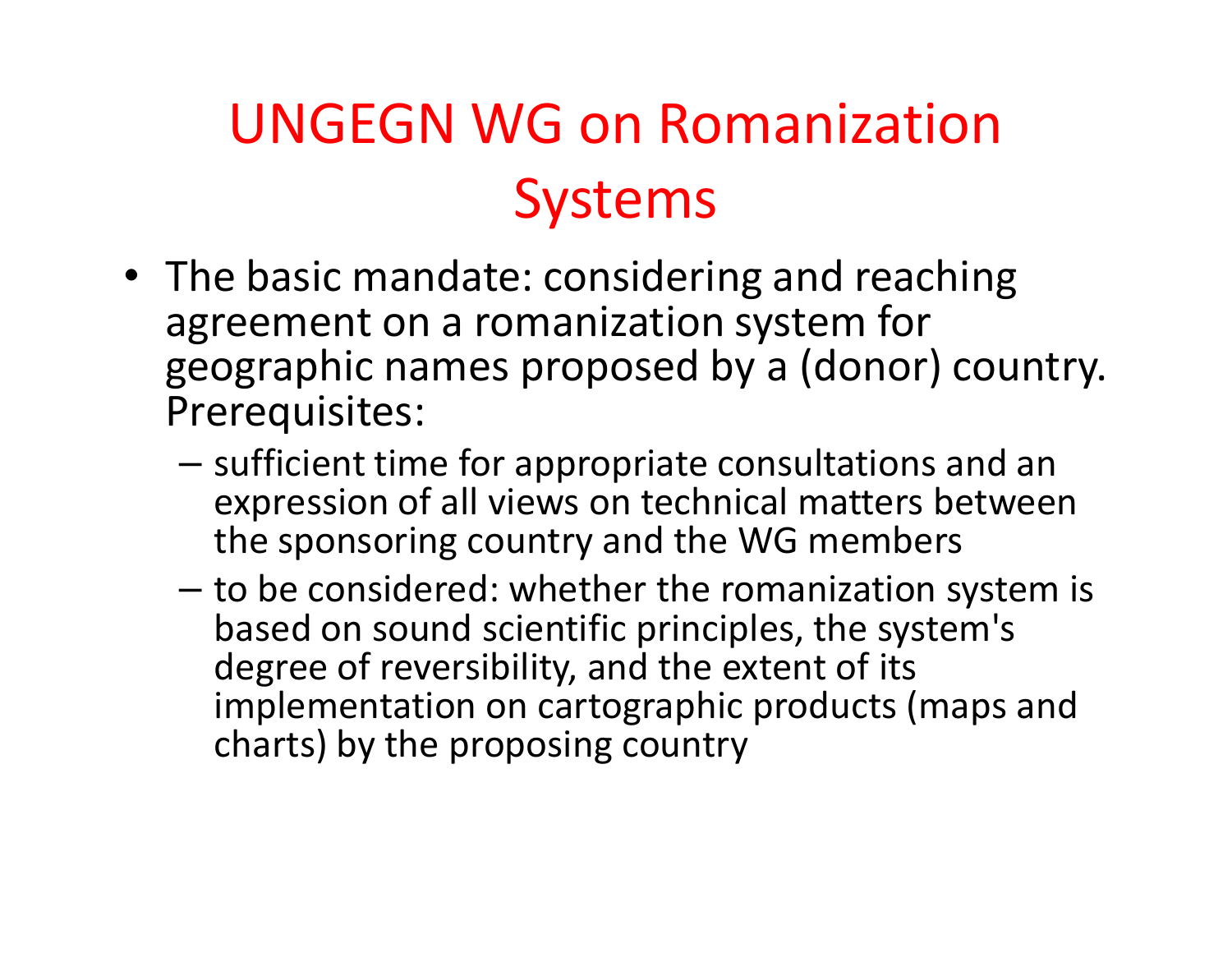# UNGEGN WG on Romanization Systems

- The basic mandate: considering and reaching agreement on a romanization system for geographic names proposed by a (donor) country. Prerequisites:
  - sufficient time for appropriate consultations and an expression of all views on technical matters between the sponsoring country and the WG members
  - to be considered: whether the romanization system is based on sound scientific principles, the system's degree of reversibility, and the extent of its implementation on cartographic products (maps and charts) by the proposing country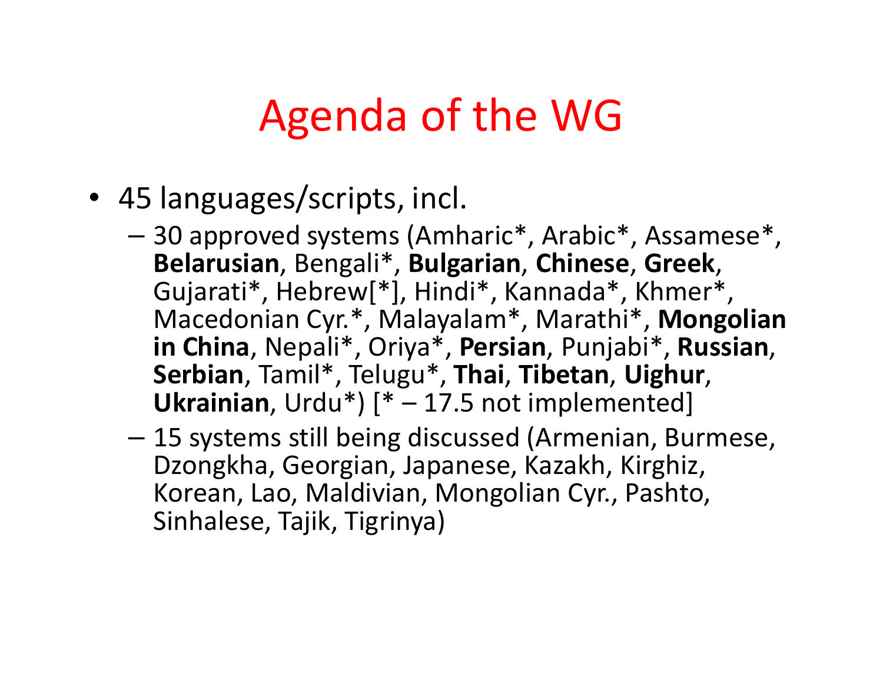# Agenda of the WG

- 45 languages/scripts, incl.
  - 30 approved systems (Amharic*, Arabic*, Assamese*, **Belarusian**, Bengali*, **Bulgarian**, **Chinese**, **Greek**, Gujarati*, Hebrew[*], Hindi*, Kannada*, Khmer*, Macedonian Cyr.*, Malayalam*, Marathi*, **Mongolian in China**, Nepali*, Oriya*, **Persian**, Punjabi*, **Russian**, **Serbian**, Tamil*, Telugu*, **Thai**, **Tibetan**, **Uighur**, **Ukrainian**, Urdu*) [* – 17.5 not implemented]
  - 15 systems still being discussed (Armenian, Burmese, Dzongkha, Georgian, Japanese, Kazakh, Kirghiz, Korean, Lao, Maldivian, Mongolian Cyr., Pashto, Sinhalese, Tajik, Tigrinya)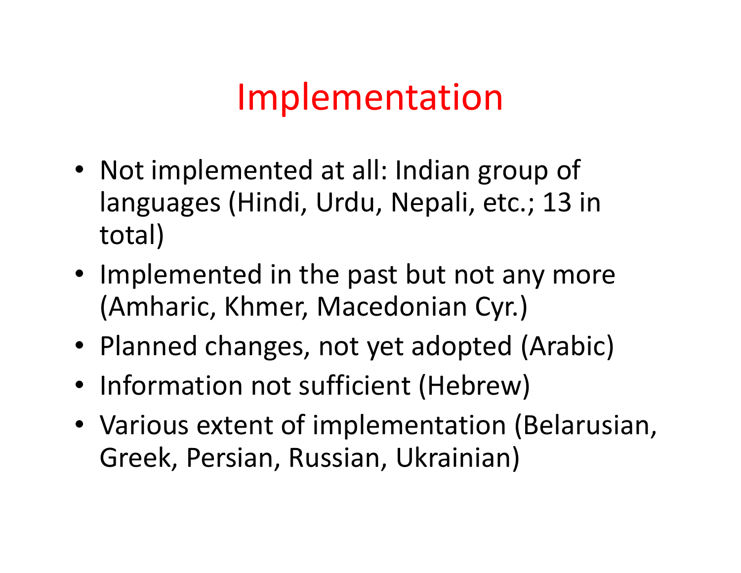# Implementation

- Not implemented at all: Indian group of languages (Hindi, Urdu, Nepali, etc.; 13 in total)
- Implemented in the past but not any more (Amharic, Khmer, Macedonian Cyr.)
- Planned changes, not yet adopted (Arabic)
- Information not sufficient (Hebrew)
- Various extent of implementation (Belarusian, Greek, Persian, Russian, Ukrainian)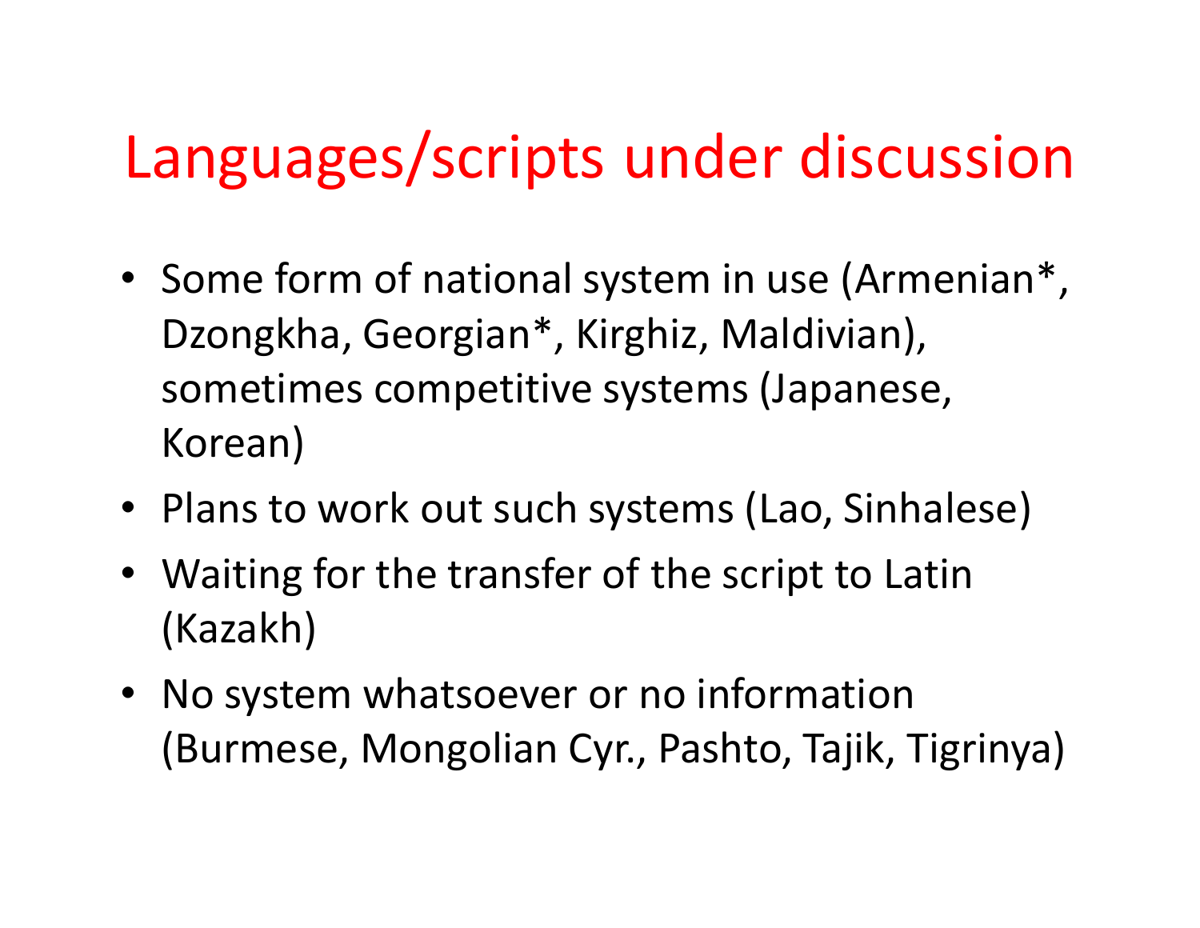# Languages/scripts under discussion

- Some form of national system in use (Armenian*, Dzongkha, Georgian*, Kirghiz, Maldivian), sometimes competitive systems (Japanese, Korean)
- Plans to work out such systems (Lao, Sinhalese)
- Waiting for the transfer of the script to Latin (Kazakh)
- No system whatsoever or no information (Burmese, Mongolian Cyr., Pashto, Tajik, Tigrinya)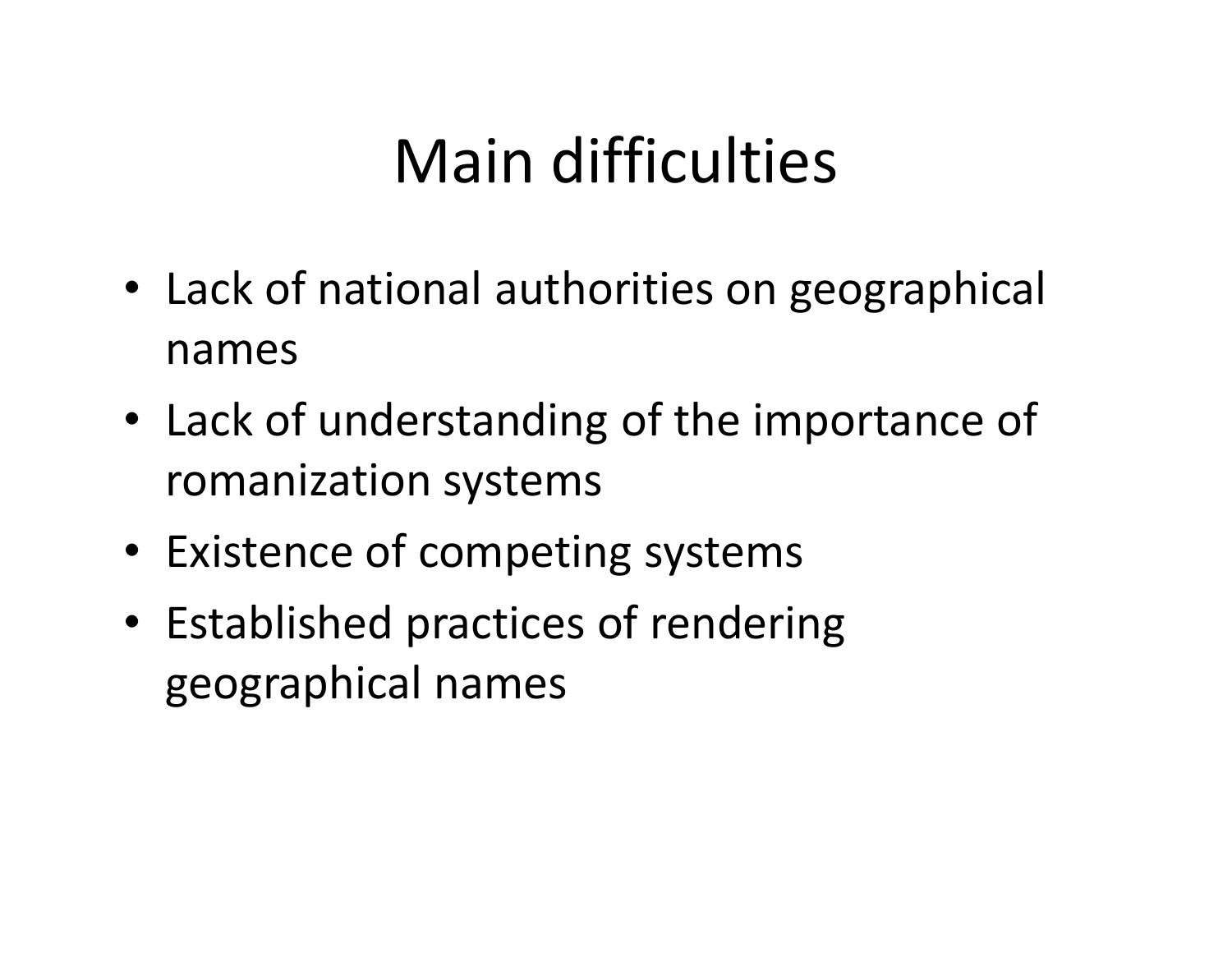# Main difficulties

- Lack of national authorities on geographical names
- Lack of understanding of the importance of romanization systems
- Existence of competing systems
- Established practices of rendering geographical names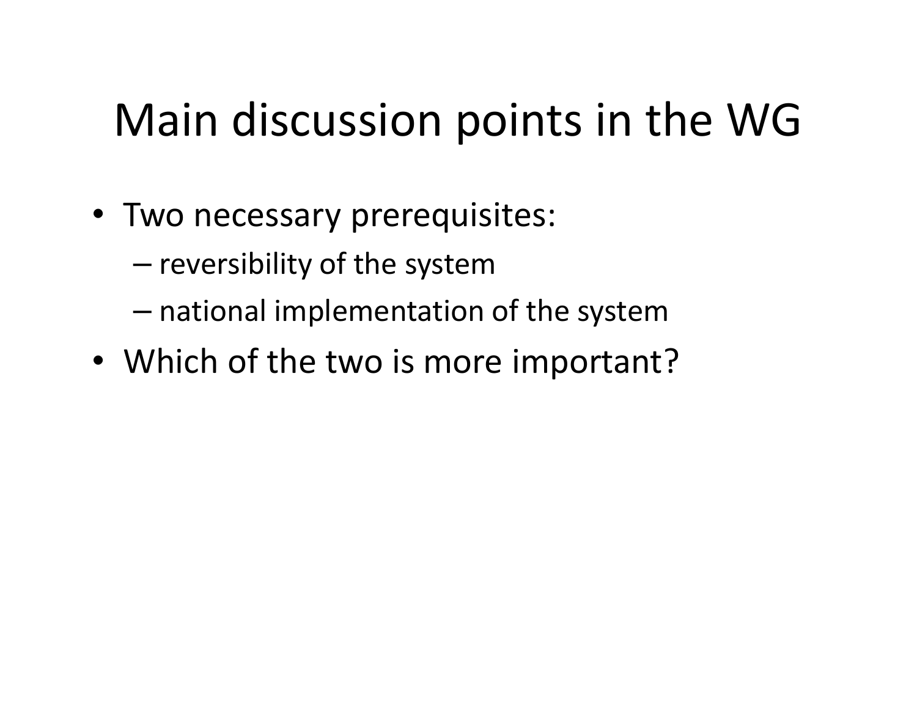# Main discussion points in the WG

- Two necessary prerequisites:
  - reversibility of the system
  - national implementation of the system
- Which of the two is more important?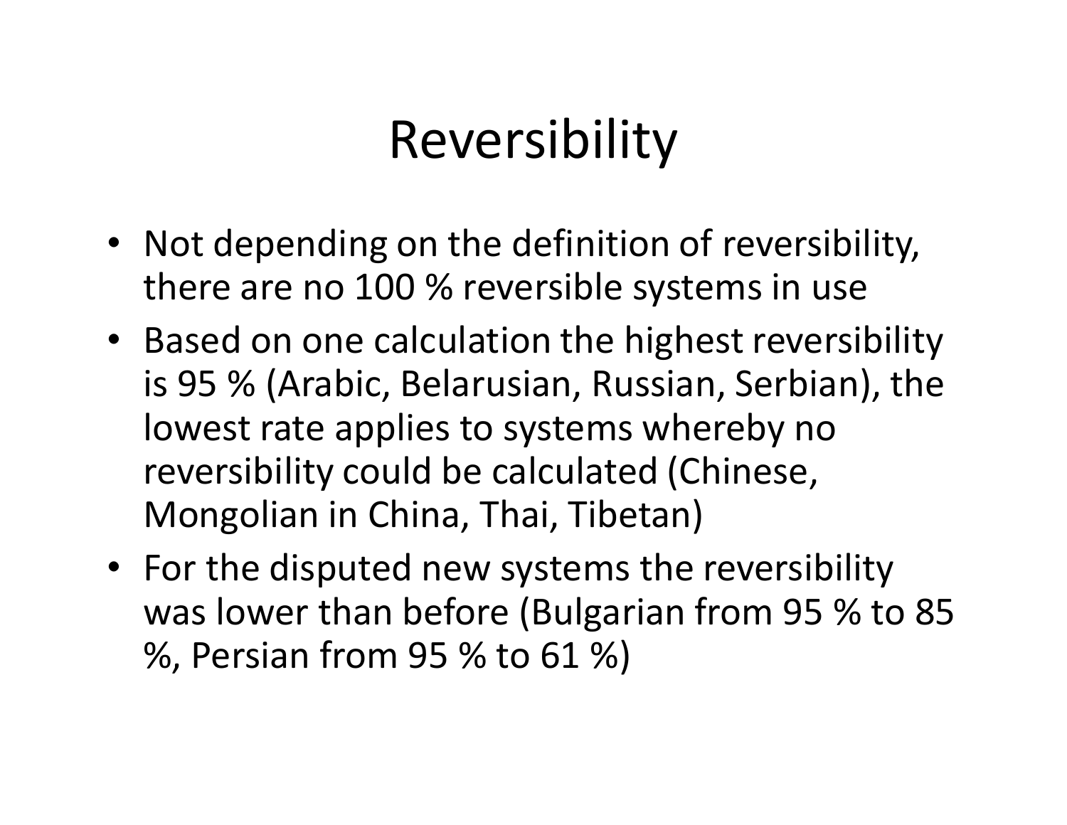# Reversibility

- Not depending on the definition of reversibility, there are no 100 % reversible systems in use
- Based on one calculation the highest reversibility is 95 % (Arabic, Belarusian, Russian, Serbian), the lowest rate applies to systems whereby no reversibility could be calculated (Chinese, Mongolian in China, Thai, Tibetan)
- For the disputed new systems the reversibility was lower than before (Bulgarian from 95 % to 85 %, Persian from 95 % to 61 %)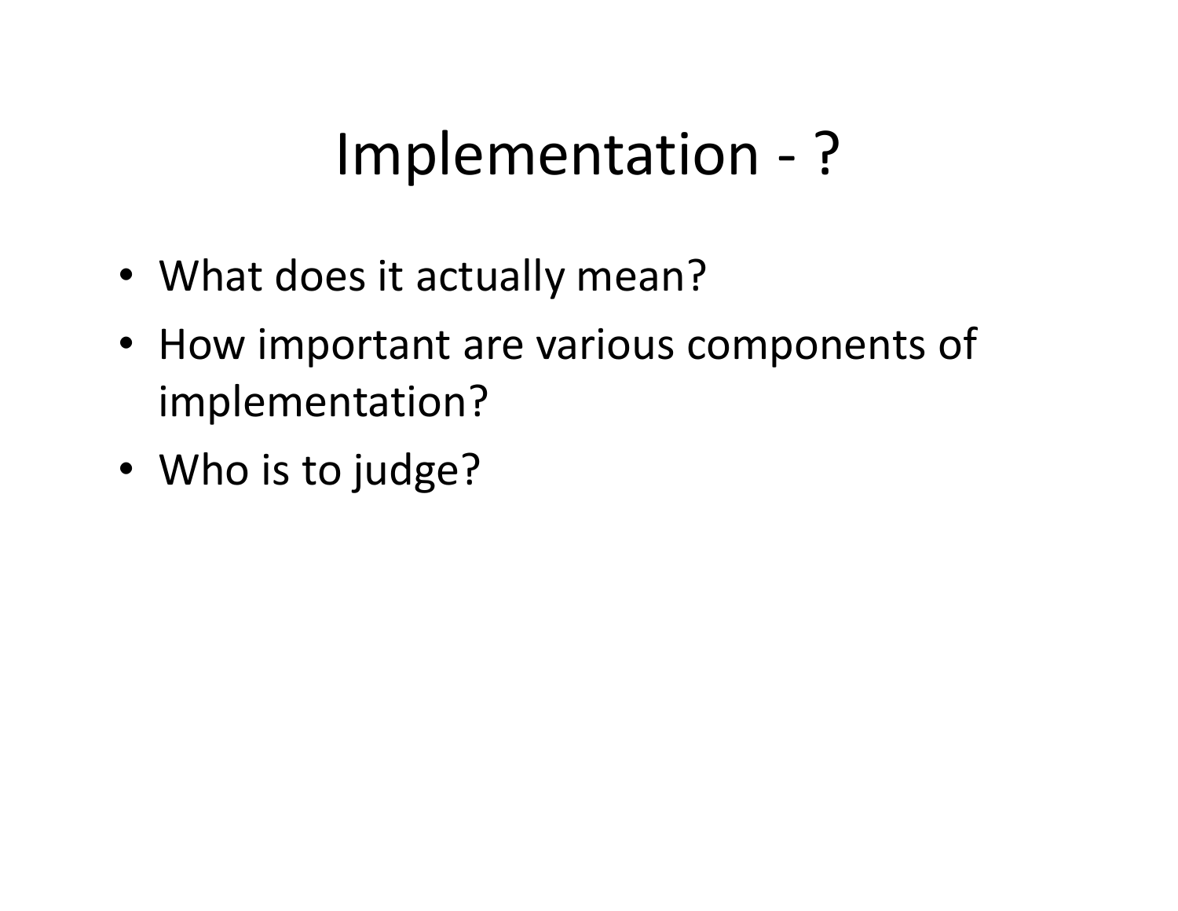# Implementation - ?

- What does it actually mean?
- How important are various components of implementation?
- Who is to judge?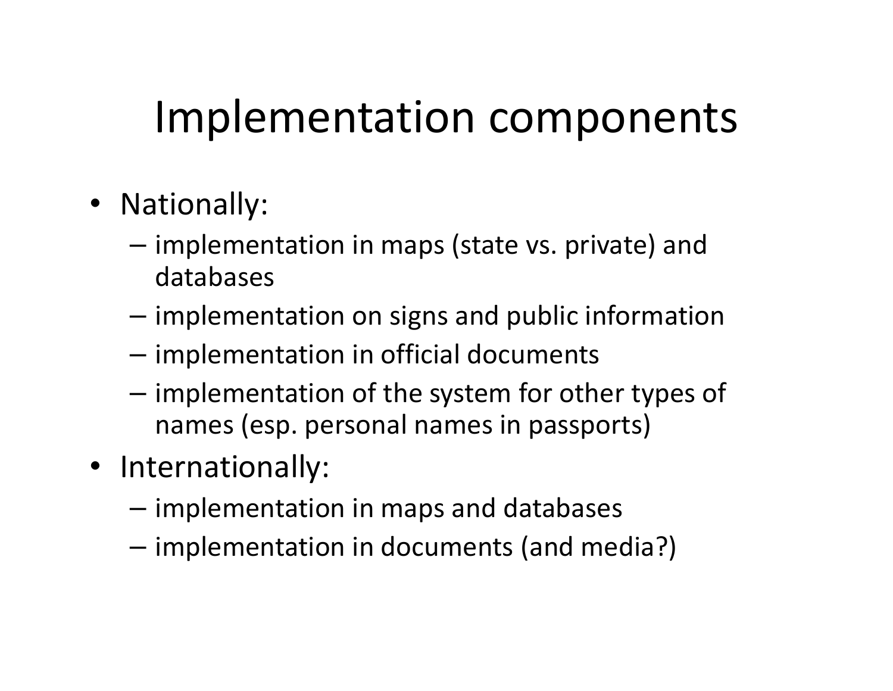# Implementation components

- Nationally:
  - implementation in maps (state vs. private) and databases
  - implementation on signs and public information
  - implementation in official documents
  - implementation of the system for other types of names (esp. personal names in passports)
- Internationally:
  - implementation in maps and databases
  - implementation in documents (and media?)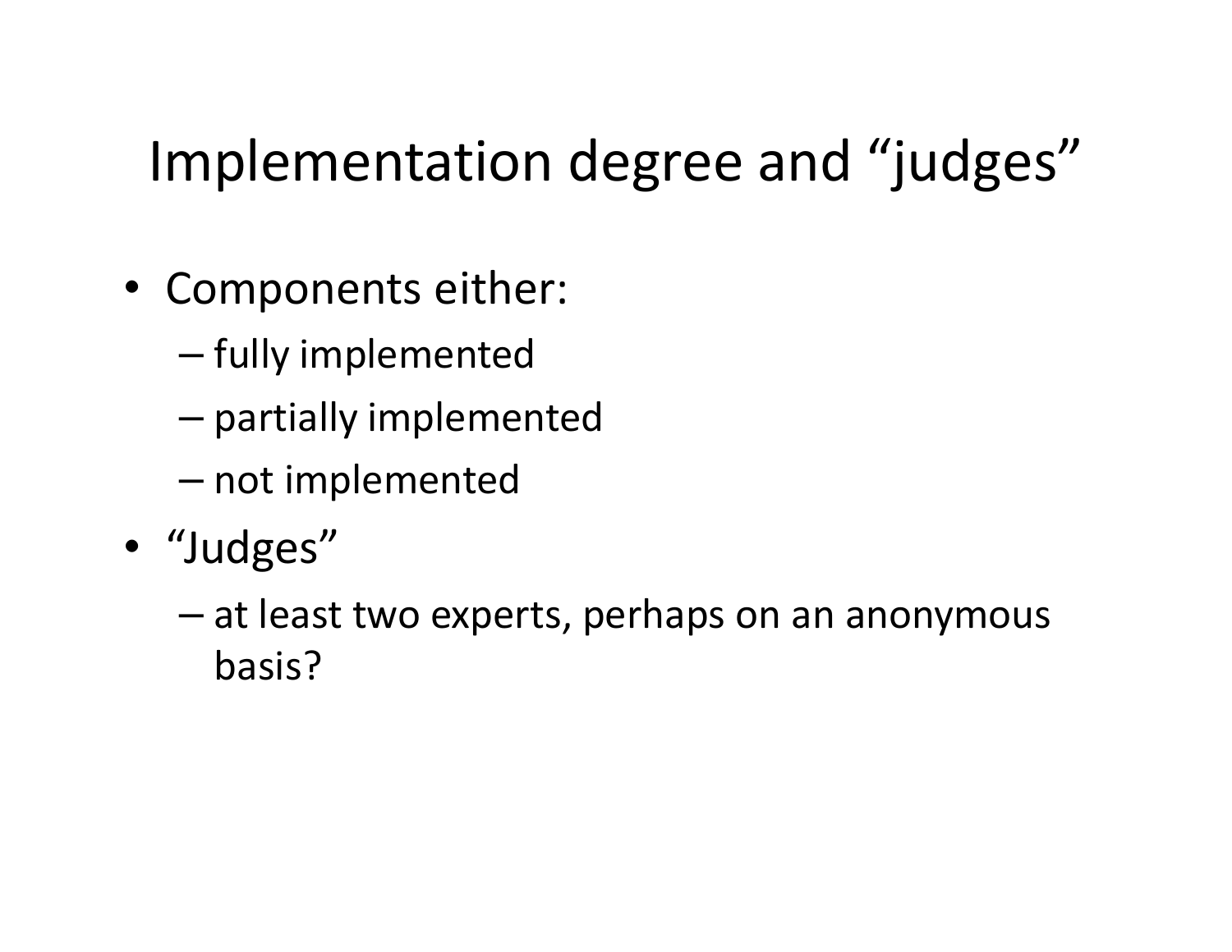# Implementation degree and "judges"

- Components either:
  - fully implemented
  - partially implemented
  - not implemented
- "Judges"
  - at least two experts, perhaps on an anonymous basis?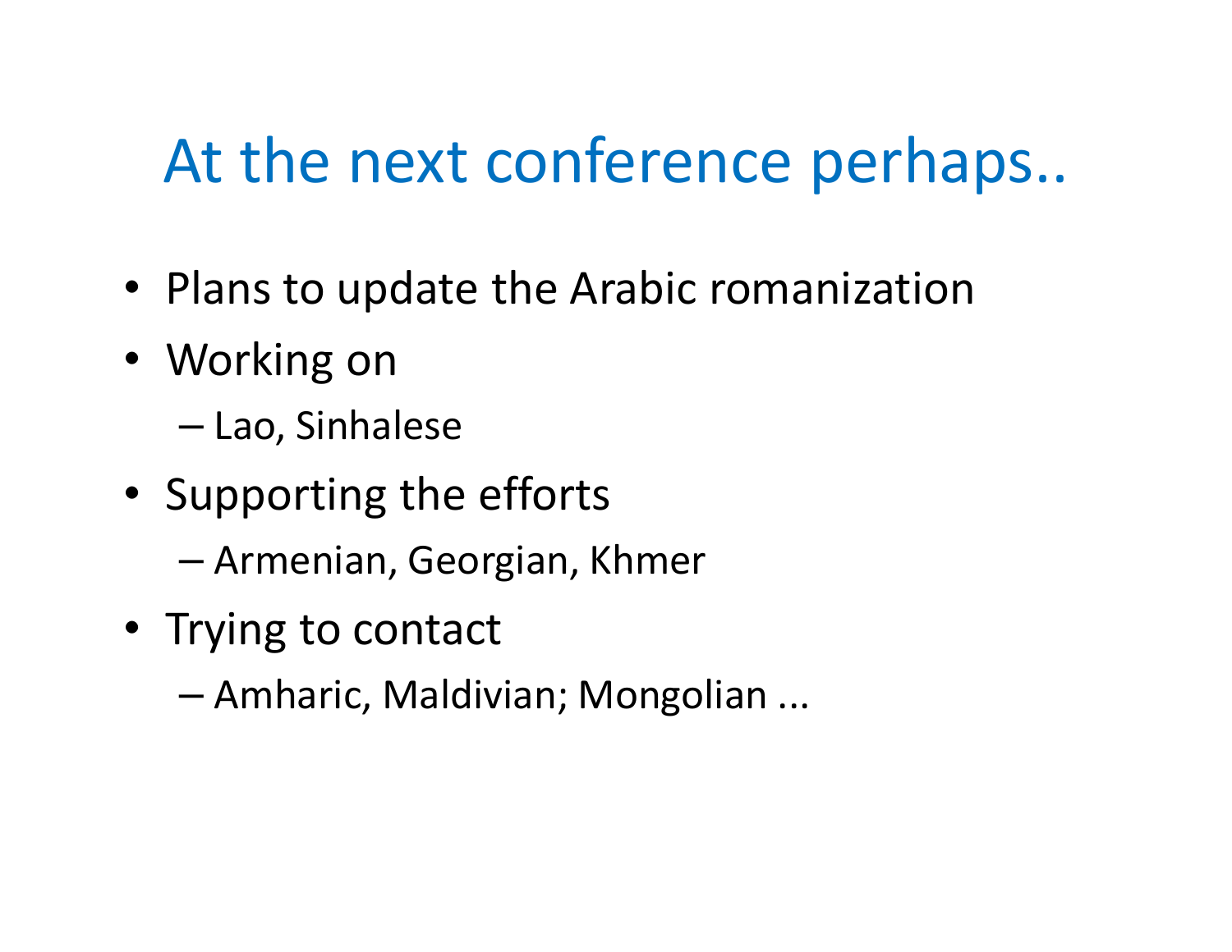# At the next conference perhaps..

- Plans to update the Arabic romanization
- Working on
  - Lao, Sinhalese
- Supporting the efforts
  - Armenian, Georgian, Khmer
- Trying to contact
  - Amharic, Maldivian; Mongolian ...